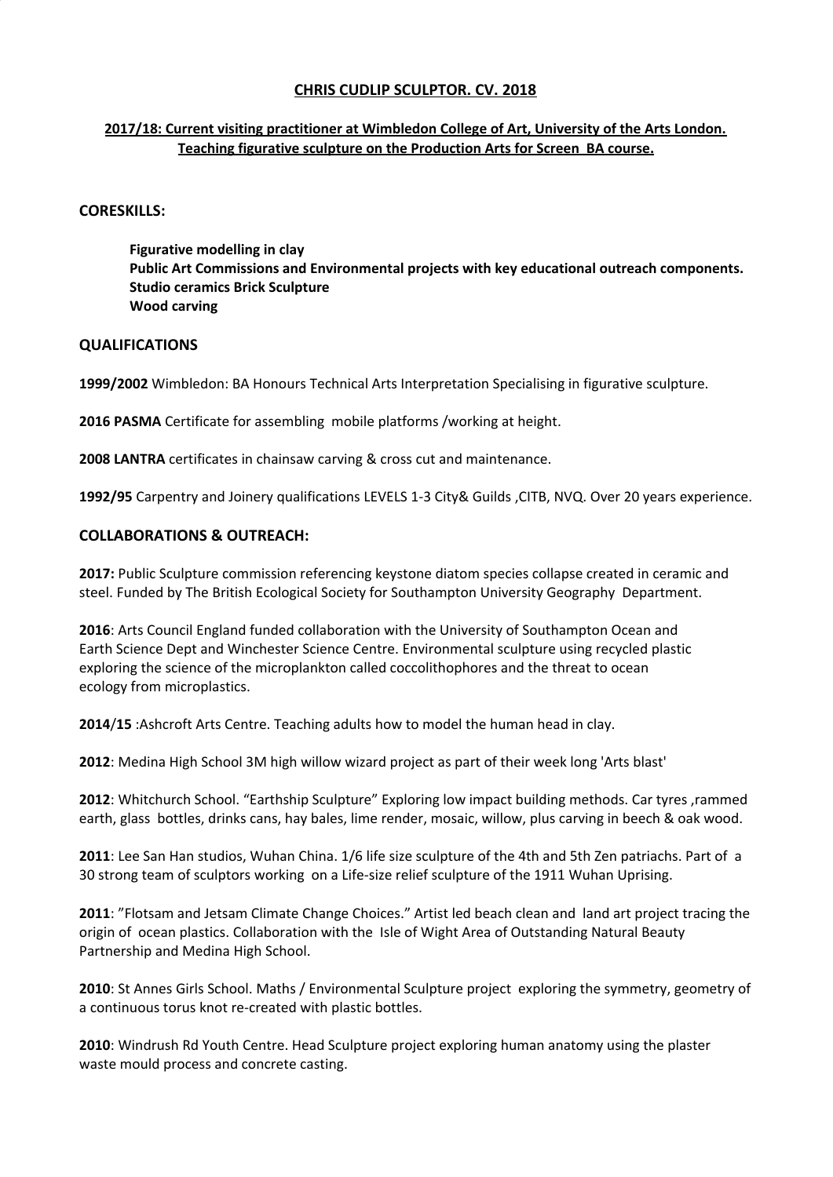# CHRIS CUDLIP SCULPTOR. CV. 2018

**2017/18: Current visiting practitioner at Wimbledon College of Art, University of the Arts London. Teaching figurative sculpture on the Production Arts for Screen BA course.**

## CORESKILLS:

**Figurative modelling in clay**
**Public Art Commissions and Environmental projects with key educational outreach components.**
**Studio ceramics Brick Sculpture**
**Wood carving**

## QUALIFICATIONS

**1999/2002** Wimbledon: BA Honours Technical Arts Interpretation Specialising in figurative sculpture.

**2016 PASMA** Certificate for assembling mobile platforms /working at height.

**2008 LANTRA** certificates in chainsaw carving & cross cut and maintenance.

**1992/95** Carpentry and Joinery qualifications LEVELS 1-3 City& Guilds ,CITB, NVQ. Over 20 years experience.

## COLLABORATIONS & OUTREACH:

**2017:** Public Sculpture commission referencing keystone diatom species collapse created in ceramic and steel. Funded by The British Ecological Society for Southampton University Geography Department.

**2016**: Arts Council England funded collaboration with the University of Southampton Ocean and Earth Science Dept and Winchester Science Centre. Environmental sculpture using recycled plastic exploring the science of the microplankton called coccolithophores and the threat to ocean ecology from microplastics.

**2014/15** :Ashcroft Arts Centre. Teaching adults how to model the human head in clay.

**2012**: Medina High School 3M high willow wizard project as part of their week long 'Arts blast'

**2012**: Whitchurch School. “Earthship Sculpture” Exploring low impact building methods. Car tyres ,rammed earth, glass bottles, drinks cans, hay bales, lime render, mosaic, willow, plus carving in beech & oak wood.

**2011**: Lee San Han studios, Wuhan China. 1/6 life size sculpture of the 4th and 5th Zen patriachs. Part of a 30 strong team of sculptors working on a Life-size relief sculpture of the 1911 Wuhan Uprising.

**2011**: ”Flotsam and Jetsam Climate Change Choices.” Artist led beach clean and land art project tracing the origin of ocean plastics. Collaboration with the Isle of Wight Area of Outstanding Natural Beauty Partnership and Medina High School.

**2010**: St Annes Girls School. Maths / Environmental Sculpture project exploring the symmetry, geometry of a continuous torus knot re-created with plastic bottles.

**2010**: Windrush Rd Youth Centre. Head Sculpture project exploring human anatomy using the plaster waste mould process and concrete casting.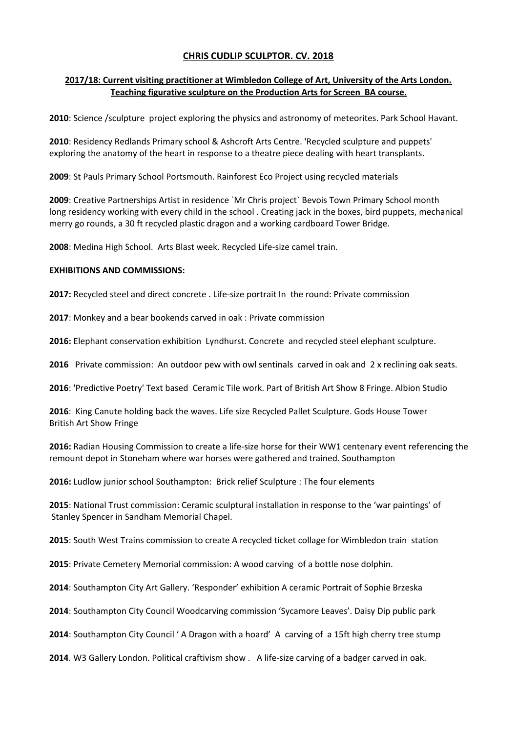**CHRIS CUDLIP SCULPTOR. CV. 2018**

**2017/18: Current visiting practitioner at Wimbledon College of Art, University of the Arts London. Teaching figurative sculpture on the Production Arts for Screen BA course.**

**2010**: Science /sculpture project exploring the physics and astronomy of meteorites. Park School Havant.

**2010**: Residency Redlands Primary school & Ashcroft Arts Centre. 'Recycled sculpture and puppets' exploring the anatomy of the heart in response to a theatre piece dealing with heart transplants.

**2009**: St Pauls Primary School Portsmouth. Rainforest Eco Project using recycled materials

**2009**: Creative Partnerships Artist in residence `Mr Chris project` Bevois Town Primary School month long residency working with every child in the school . Creating jack in the boxes, bird puppets, mechanical merry go rounds, a 30 ft recycled plastic dragon and a working cardboard Tower Bridge.

**2008**: Medina High School. Arts Blast week. Recycled Life-size camel train.

**EXHIBITIONS AND COMMISSIONS:**

**2017:** Recycled steel and direct concrete . Life-size portrait In the round: Private commission

**2017**: Monkey and a bear bookends carved in oak : Private commission

**2016:** Elephant conservation exhibition Lyndhurst. Concrete and recycled steel elephant sculpture.

**2016** Private commission: An outdoor pew with owl sentinals carved in oak and 2 x reclining oak seats.

**2016**: 'Predictive Poetry' Text based Ceramic Tile work. Part of British Art Show 8 Fringe. Albion Studio

**2016**: King Canute holding back the waves. Life size Recycled Pallet Sculpture. Gods House Tower British Art Show Fringe

**2016:** Radian Housing Commission to create a life-size horse for their WW1 centenary event referencing the remount depot in Stoneham where war horses were gathered and trained. Southampton

**2016:** Ludlow junior school Southampton: Brick relief Sculpture : The four elements

**2015**: National Trust commission: Ceramic sculptural installation in response to the 'war paintings' of Stanley Spencer in Sandham Memorial Chapel.

**2015**: South West Trains commission to create A recycled ticket collage for Wimbledon train station

**2015**: Private Cemetery Memorial commission: A wood carving of a bottle nose dolphin.

**2014**: Southampton City Art Gallery. 'Responder' exhibition A ceramic Portrait of Sophie Brzeska

**2014**: Southampton City Council Woodcarving commission 'Sycamore Leaves'. Daisy Dip public park

**2014**: Southampton City Council ' A Dragon with a hoard' A carving of a 15ft high cherry tree stump

**2014**. W3 Gallery London. Political craftivism show . A life-size carving of a badger carved in oak.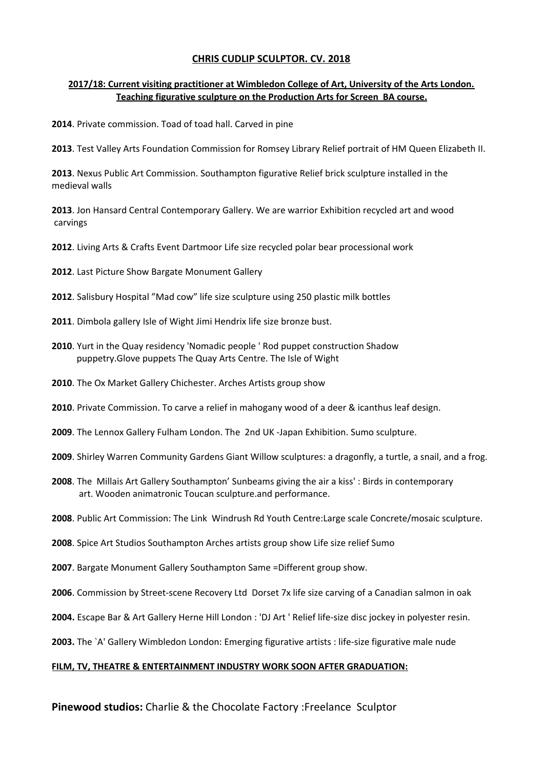**CHRIS CUDLIP SCULPTOR. CV. 2018**

**2017/18: Current visiting practitioner at Wimbledon College of Art, University of the Arts London. Teaching figurative sculpture on the Production Arts for Screen BA course.**

**2014**. Private commission. Toad of toad hall. Carved in pine

**2013**. Test Valley Arts Foundation Commission for Romsey Library Relief portrait of HM Queen Elizabeth II.

**2013**. Nexus Public Art Commission. Southampton figurative Relief brick sculpture installed in the medieval walls

**2013**. Jon Hansard Central Contemporary Gallery. We are warrior Exhibition recycled art and wood carvings

**2012**. Living Arts & Crafts Event Dartmoor Life size recycled polar bear processional work

**2012**. Last Picture Show Bargate Monument Gallery

**2012**. Salisbury Hospital "Mad cow" life size sculpture using 250 plastic milk bottles

**2011**. Dimbola gallery Isle of Wight Jimi Hendrix life size bronze bust.

**2010**. Yurt in the Quay residency 'Nomadic people ' Rod puppet construction Shadow puppetry.Glove puppets The Quay Arts Centre. The Isle of Wight

**2010**. The Ox Market Gallery Chichester. Arches Artists group show

**2010**. Private Commission. To carve a relief in mahogany wood of a deer & icanthus leaf design.

**2009**. The Lennox Gallery Fulham London. The 2nd UK -Japan Exhibition. Sumo sculpture.

**2009**. Shirley Warren Community Gardens Giant Willow sculptures: a dragonfly, a turtle, a snail, and a frog.

**2008**. The Millais Art Gallery Southampton' Sunbeams giving the air a kiss' : Birds in contemporary art. Wooden animatronic Toucan sculpture.and performance.

**2008**. Public Art Commission: The Link Windrush Rd Youth Centre:Large scale Concrete/mosaic sculpture.

**2008**. Spice Art Studios Southampton Arches artists group show Life size relief Sumo

**2007**. Bargate Monument Gallery Southampton Same =Different group show.

**2006**. Commission by Street-scene Recovery Ltd Dorset 7x life size carving of a Canadian salmon in oak

**2004.** Escape Bar & Art Gallery Herne Hill London : 'DJ Art ' Relief life-size disc jockey in polyester resin.

**2003.** The `A' Gallery Wimbledon London: Emerging figurative artists : life-size figurative male nude

**FILM, TV, THEATRE & ENTERTAINMENT INDUSTRY WORK SOON AFTER GRADUATION:**

**Pinewood studios:** Charlie & the Chocolate Factory :Freelance Sculptor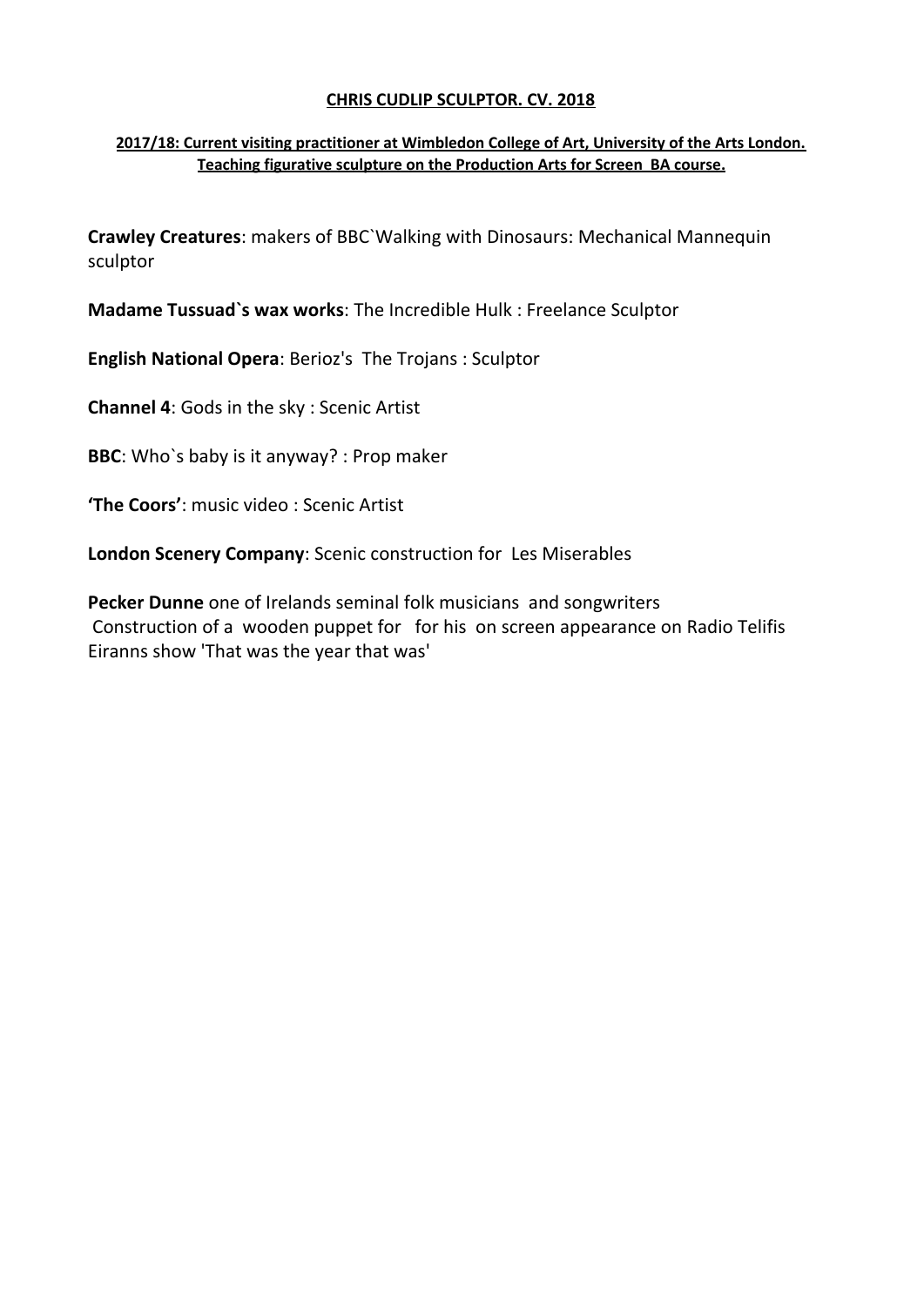**CHRIS CUDLIP SCULPTOR. CV. 2018**

**2017/18: Current visiting practitioner at Wimbledon College of Art, University of the Arts London. Teaching figurative sculpture on the Production Arts for Screen BA course.**

**Crawley Creatures**: makers of BBC`Walking with Dinosaurs: Mechanical Mannequin sculptor

**Madame Tussuad`s wax works**: The Incredible Hulk : Freelance Sculptor

**English National Opera**: Berioz's The Trojans : Sculptor

**Channel 4**: Gods in the sky : Scenic Artist

**BBC**: Who`s baby is it anyway? : Prop maker

**'The Coors'**: music video : Scenic Artist

**London Scenery Company**: Scenic construction for Les Miserables

**Pecker Dunne** one of Irelands seminal folk musicians and songwriters
Construction of a wooden puppet for for his on screen appearance on Radio Telifis Eiranns show 'That was the year that was'